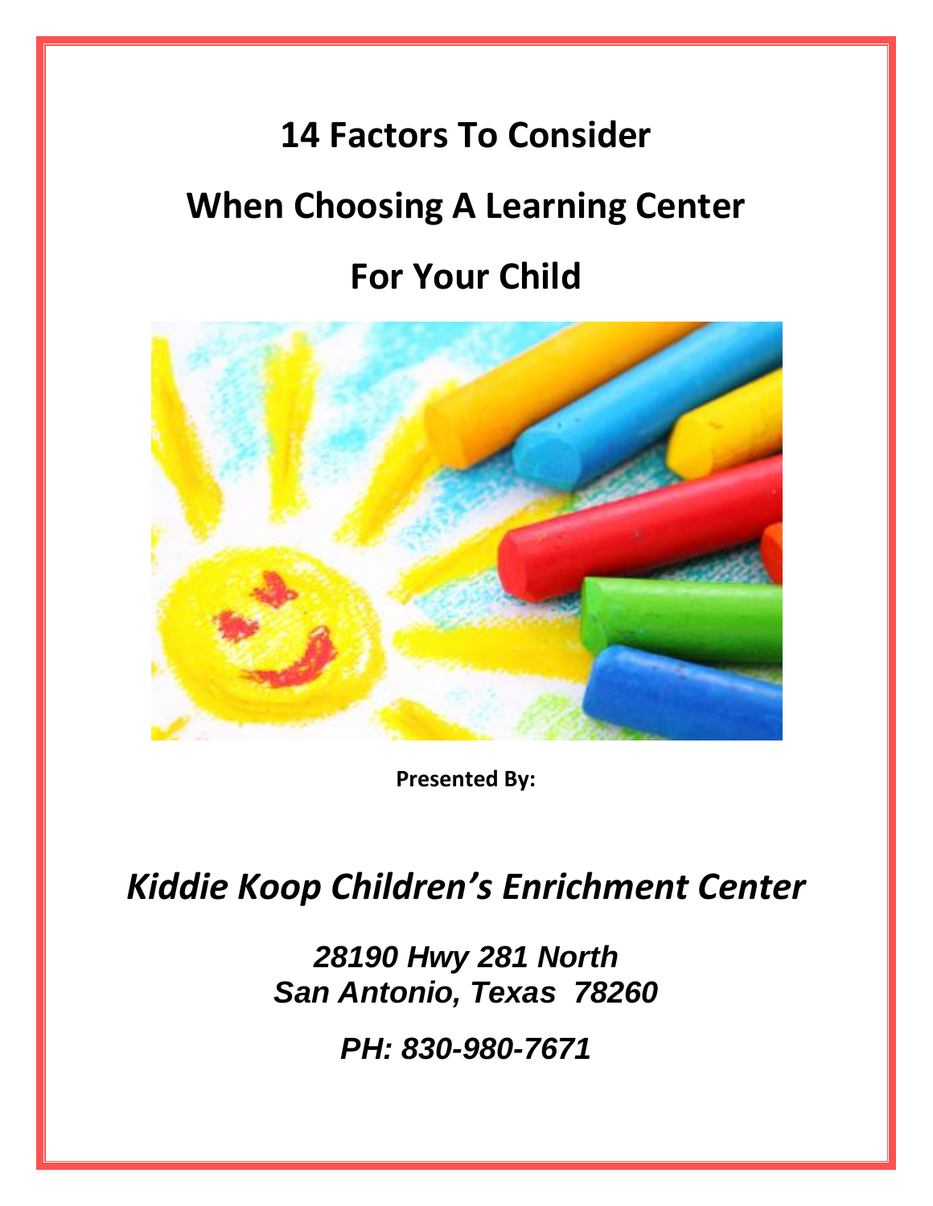# 14 Factors To Consider

# When Choosing A Learning Center

# For Your Child

**Presented By:**

## *Kiddie Koop Children's Enrichment Center*

***28190 Hwy 281 North***
***San Antonio, Texas 78260***

***PH: 830-980-7671***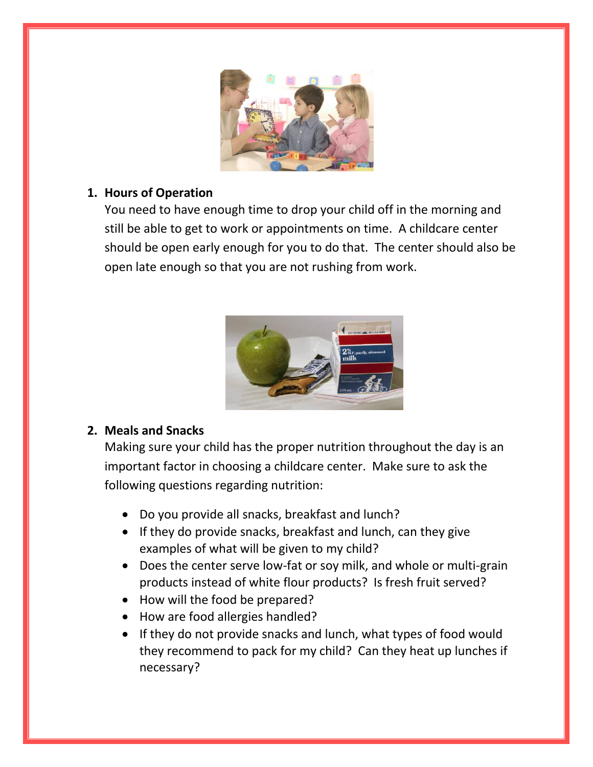1. **Hours of Operation**
   You need to have enough time to drop your child off in the morning and still be able to get to work or appointments on time. A childcare center should be open early enough for you to do that. The center should also be open late enough so that you are not rushing from work.

2. **Meals and Snacks**
   Making sure your child has the proper nutrition throughout the day is an important factor in choosing a childcare center. Make sure to ask the following questions regarding nutrition:

   - Do you provide all snacks, breakfast and lunch?
   - If they do provide snacks, breakfast and lunch, can they give examples of what will be given to my child?
   - Does the center serve low-fat or soy milk, and whole or multi-grain products instead of white flour products? Is fresh fruit served?
   - How will the food be prepared?
   - How are food allergies handled?
   - If they do not provide snacks and lunch, what types of food would they recommend to pack for my child? Can they heat up lunches if necessary?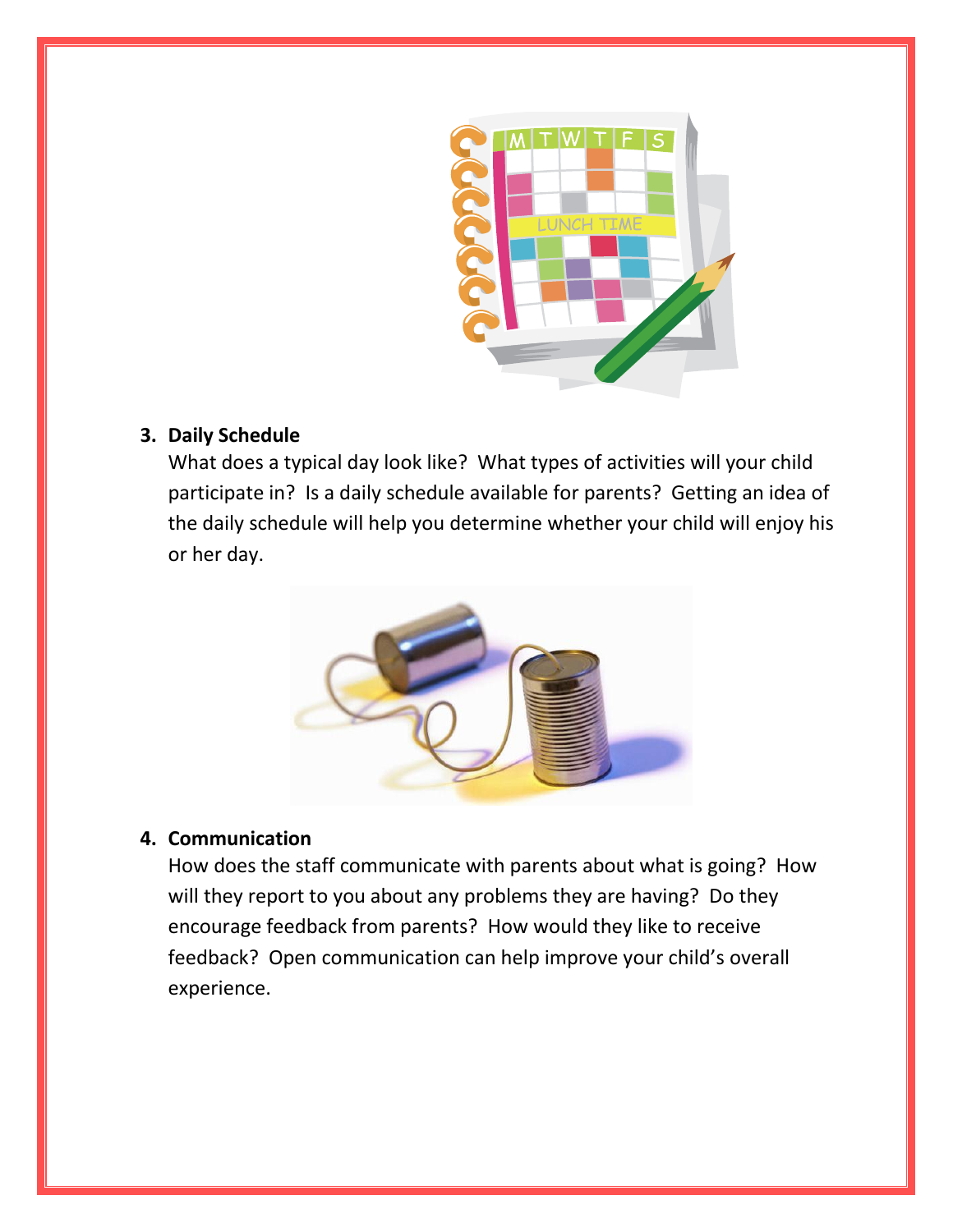3. **Daily Schedule**
   What does a typical day look like? What types of activities will your child participate in? Is a daily schedule available for parents? Getting an idea of the daily schedule will help you determine whether your child will enjoy his or her day.

4. **Communication**
   How does the staff communicate with parents about what is going? How will they report to you about any problems they are having? Do they encourage feedback from parents? How would they like to receive feedback? Open communication can help improve your child's overall experience.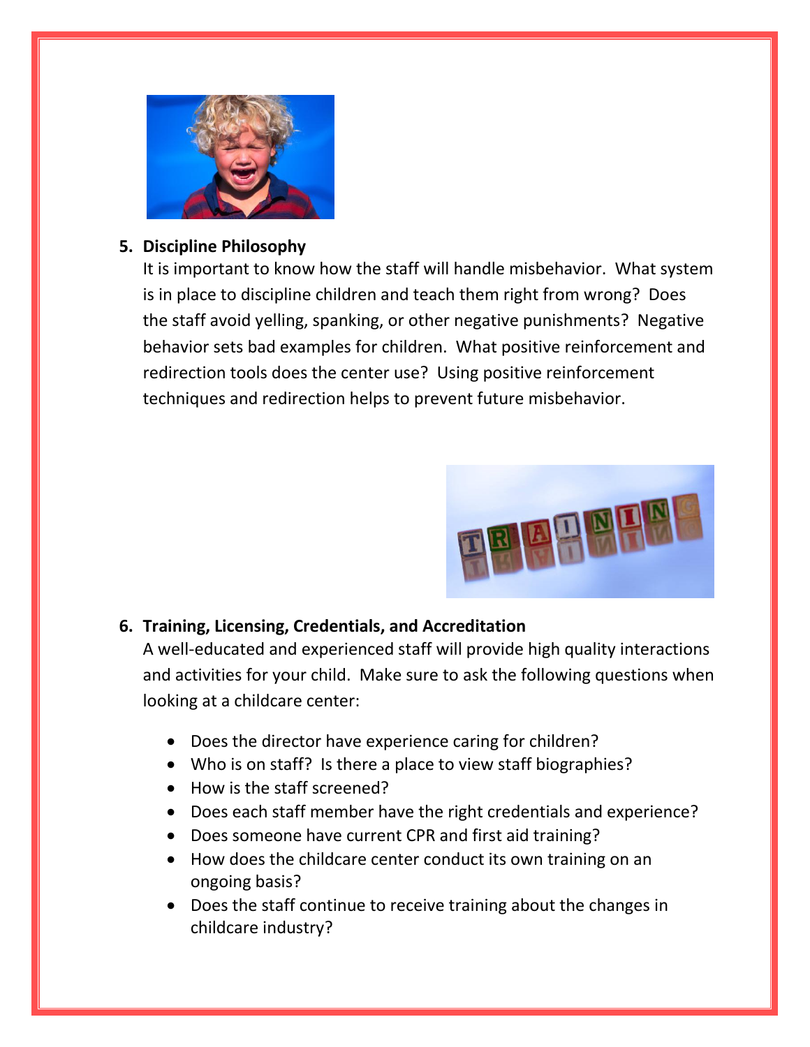5. **Discipline Philosophy**

   It is important to know how the staff will handle misbehavior. What system is in place to discipline children and teach them right from wrong? Does the staff avoid yelling, spanking, or other negative punishments? Negative behavior sets bad examples for children. What positive reinforcement and redirection tools does the center use? Using positive reinforcement techniques and redirection helps to prevent future misbehavior.

6. **Training, Licensing, Credentials, and Accreditation**

   A well-educated and experienced staff will provide high quality interactions and activities for your child. Make sure to ask the following questions when looking at a childcare center:

   - Does the director have experience caring for children?
   - Who is on staff? Is there a place to view staff biographies?
   - How is the staff screened?
   - Does each staff member have the right credentials and experience?
   - Does someone have current CPR and first aid training?
   - How does the childcare center conduct its own training on an ongoing basis?
   - Does the staff continue to receive training about the changes in childcare industry?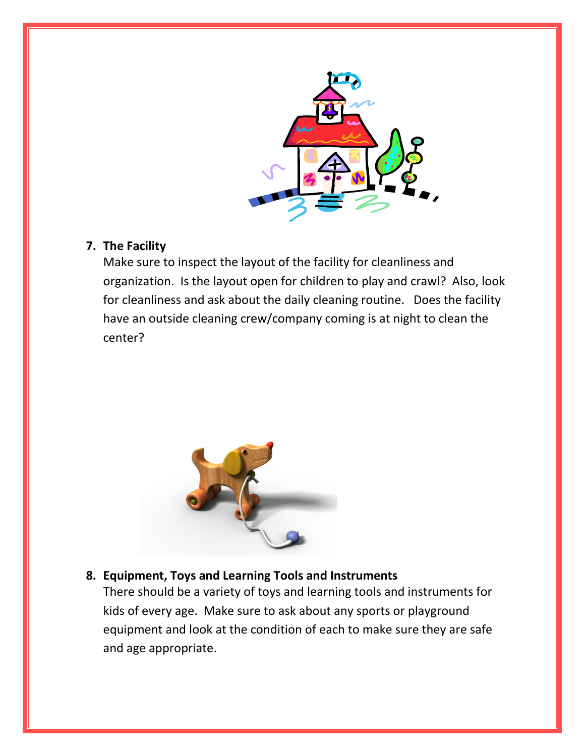7. **The Facility**

   Make sure to inspect the layout of the facility for cleanliness and organization.  Is the layout open for children to play and crawl?  Also, look for cleanliness and ask about the daily cleaning routine.   Does the facility have an outside cleaning crew/company coming is at night to clean the center?

8. **Equipment, Toys and Learning Tools and Instruments**

   There should be a variety of toys and learning tools and instruments for kids of every age.  Make sure to ask about any sports or playground equipment and look at the condition of each to make sure they are safe and age appropriate.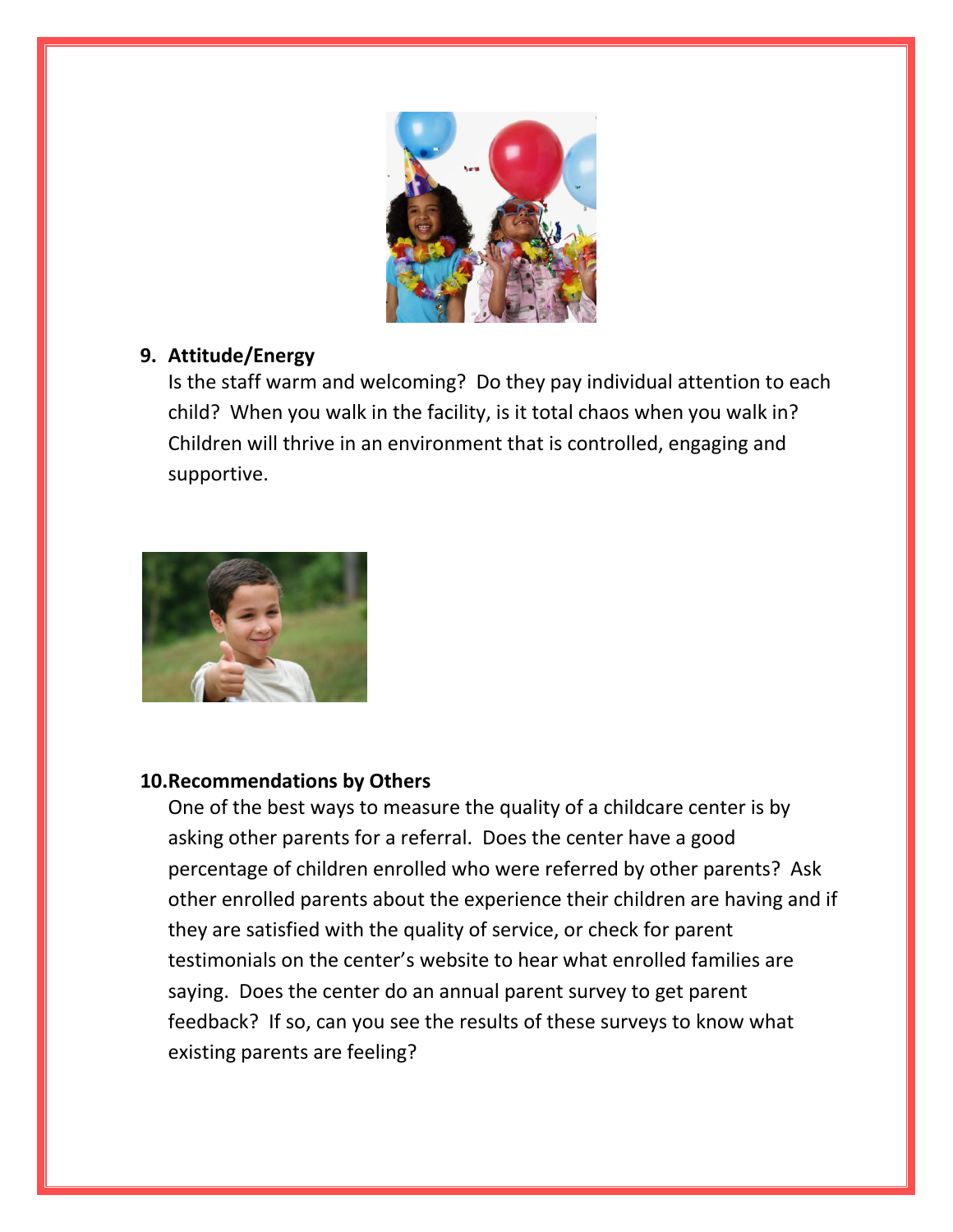9. **Attitude/Energy**

   Is the staff warm and welcoming? Do they pay individual attention to each child? When you walk in the facility, is it total chaos when you walk in? Children will thrive in an environment that is controlled, engaging and supportive.

10. **Recommendations by Others**

    One of the best ways to measure the quality of a childcare center is by asking other parents for a referral. Does the center have a good percentage of children enrolled who were referred by other parents? Ask other enrolled parents about the experience their children are having and if they are satisfied with the quality of service, or check for parent testimonials on the center's website to hear what enrolled families are saying. Does the center do an annual parent survey to get parent feedback? If so, can you see the results of these surveys to know what existing parents are feeling?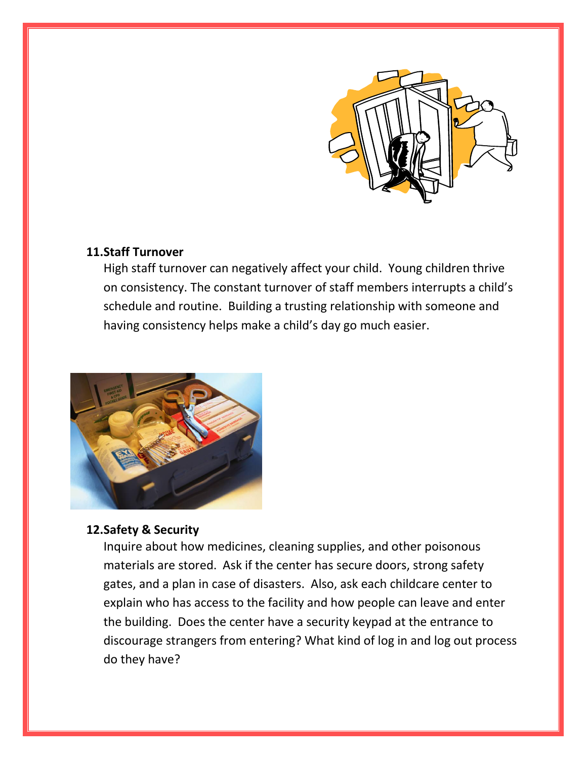**11. Staff Turnover**

High staff turnover can negatively affect your child. Young children thrive on consistency. The constant turnover of staff members interrupts a child's schedule and routine. Building a trusting relationship with someone and having consistency helps make a child's day go much easier.

**12. Safety & Security**

Inquire about how medicines, cleaning supplies, and other poisonous materials are stored. Ask if the center has secure doors, strong safety gates, and a plan in case of disasters. Also, ask each childcare center to explain who has access to the facility and how people can leave and enter the building. Does the center have a security keypad at the entrance to discourage strangers from entering? What kind of log in and log out process do they have?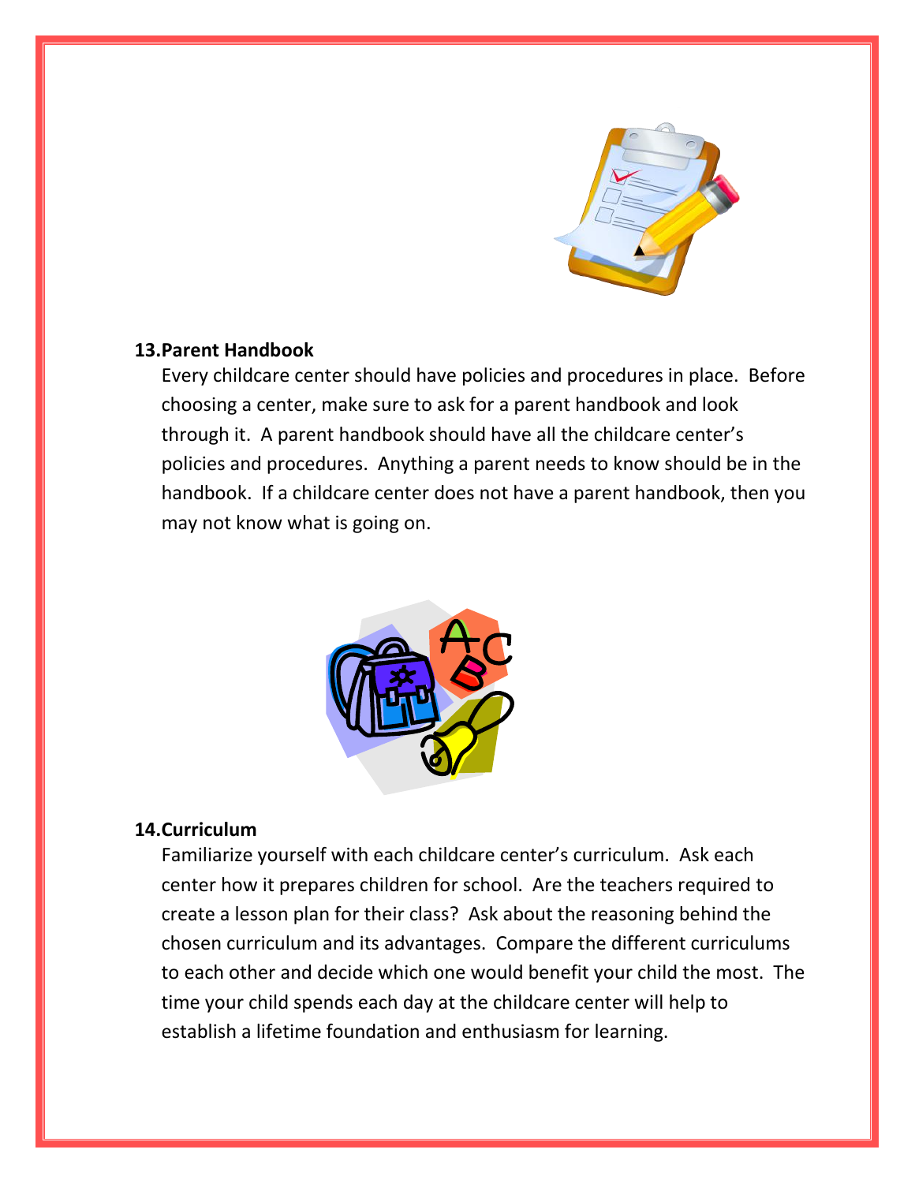**13.Parent Handbook**

Every childcare center should have policies and procedures in place. Before choosing a center, make sure to ask for a parent handbook and look through it. A parent handbook should have all the childcare center's policies and procedures. Anything a parent needs to know should be in the handbook. If a childcare center does not have a parent handbook, then you may not know what is going on.

**14.Curriculum**

Familiarize yourself with each childcare center's curriculum. Ask each center how it prepares children for school. Are the teachers required to create a lesson plan for their class? Ask about the reasoning behind the chosen curriculum and its advantages. Compare the different curriculums to each other and decide which one would benefit your child the most. The time your child spends each day at the childcare center will help to establish a lifetime foundation and enthusiasm for learning.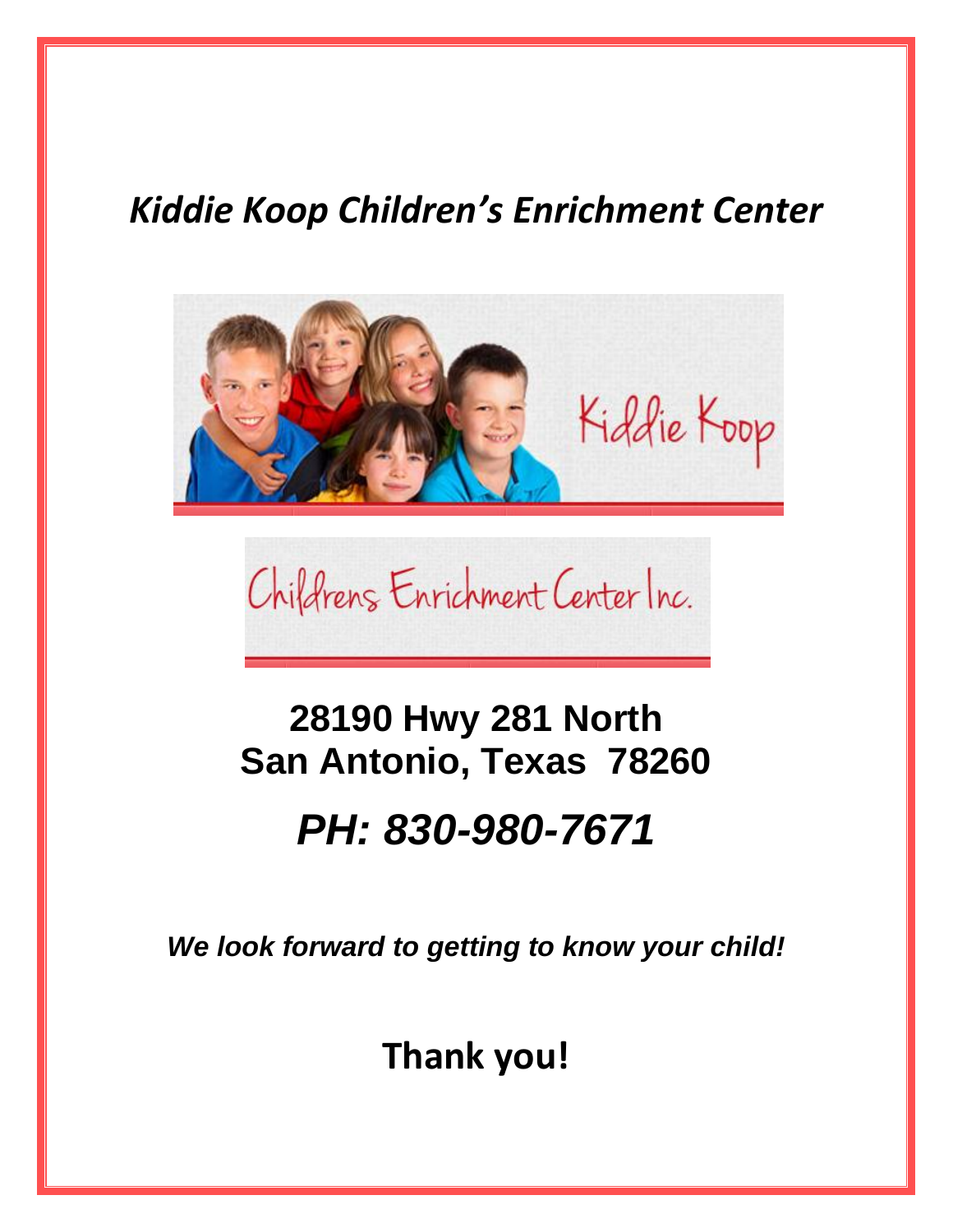# *Kiddie Koop Children's Enrichment Center*

Kiddie Koop

Childrens Enrichment Center Inc.

**28190 Hwy 281 North**
**San Antonio, Texas 78260**

***PH: 830-980-7671***

***We look forward to getting to know your child!***

**Thank you!**